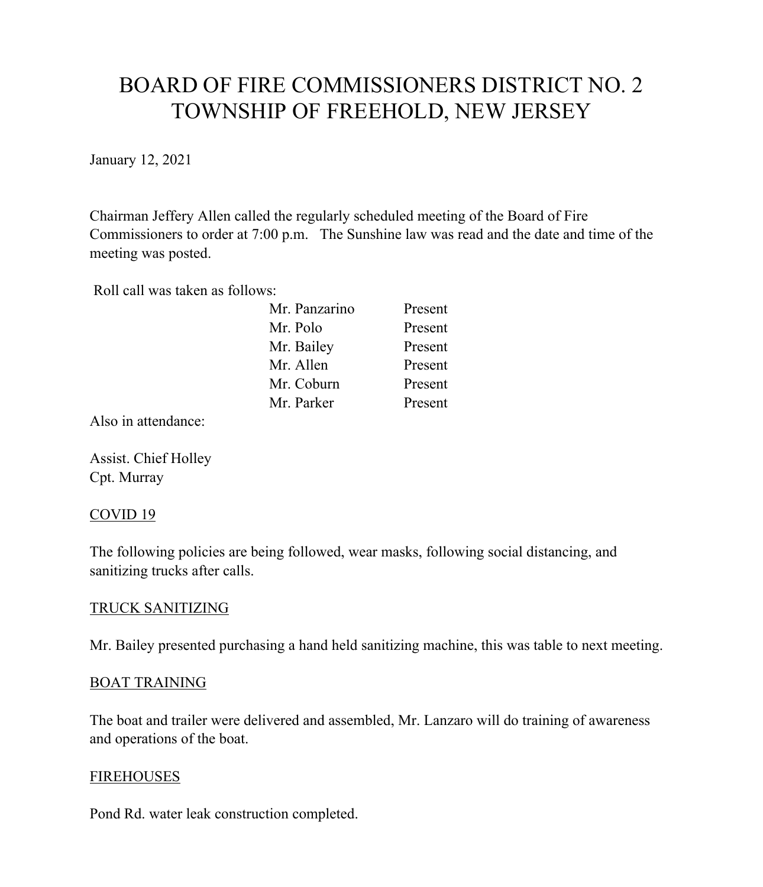# BOARD OF FIRE COMMISSIONERS DISTRICT NO. 2
# TOWNSHIP OF FREEHOLD, NEW JERSEY

January 12, 2021

Chairman Jeffery Allen called the regularly scheduled meeting of the Board of Fire Commissioners to order at 7:00 p.m. The Sunshine law was read and the date and time of the meeting was posted.

Roll call was taken as follows:

| | |
|---|---|
| Mr. Panzarino | Present |
| Mr. Polo | Present |
| Mr. Bailey | Present |
| Mr. Allen | Present |
| Mr. Coburn | Present |
| Mr. Parker | Present |

Also in attendance:

Assist. Chief Holley
Cpt. Murray

<u>COVID 19</u>

The following policies are being followed, wear masks, following social distancing, and sanitizing trucks after calls.

<u>TRUCK SANITIZING</u>

Mr. Bailey presented purchasing a hand held sanitizing machine, this was table to next meeting.

<u>BOAT TRAINING</u>

The boat and trailer were delivered and assembled, Mr. Lanzaro will do training of awareness and operations of the boat.

<u>FIREHOUSES</u>

Pond Rd. water leak construction completed.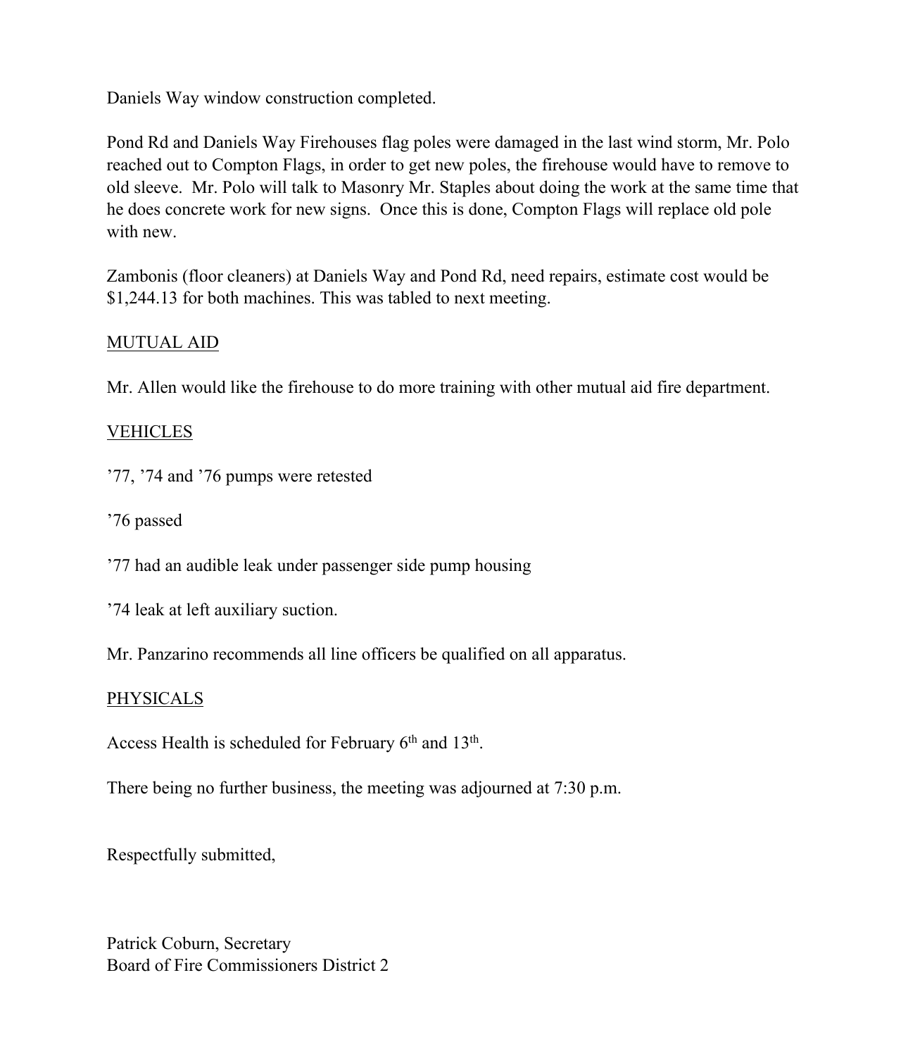Daniels Way window construction completed.

Pond Rd and Daniels Way Firehouses flag poles were damaged in the last wind storm, Mr. Polo reached out to Compton Flags, in order to get new poles, the firehouse would have to remove to old sleeve. Mr. Polo will talk to Masonry Mr. Staples about doing the work at the same time that he does concrete work for new signs. Once this is done, Compton Flags will replace old pole with new.

Zambonis (floor cleaners) at Daniels Way and Pond Rd, need repairs, estimate cost would be $1,244.13 for both machines. This was tabled to next meeting.

<u>MUTUAL AID</u>

Mr. Allen would like the firehouse to do more training with other mutual aid fire department.

<u>VEHICLES</u>

'77, '74 and '76 pumps were retested

'76 passed

'77 had an audible leak under passenger side pump housing

'74 leak at left auxiliary suction.

Mr. Panzarino recommends all line officers be qualified on all apparatus.

<u>PHYSICALS</u>

Access Health is scheduled for February 6th and 13th.

There being no further business, the meeting was adjourned at 7:30 p.m.

Respectfully submitted,

Patrick Coburn, Secretary
Board of Fire Commissioners District 2